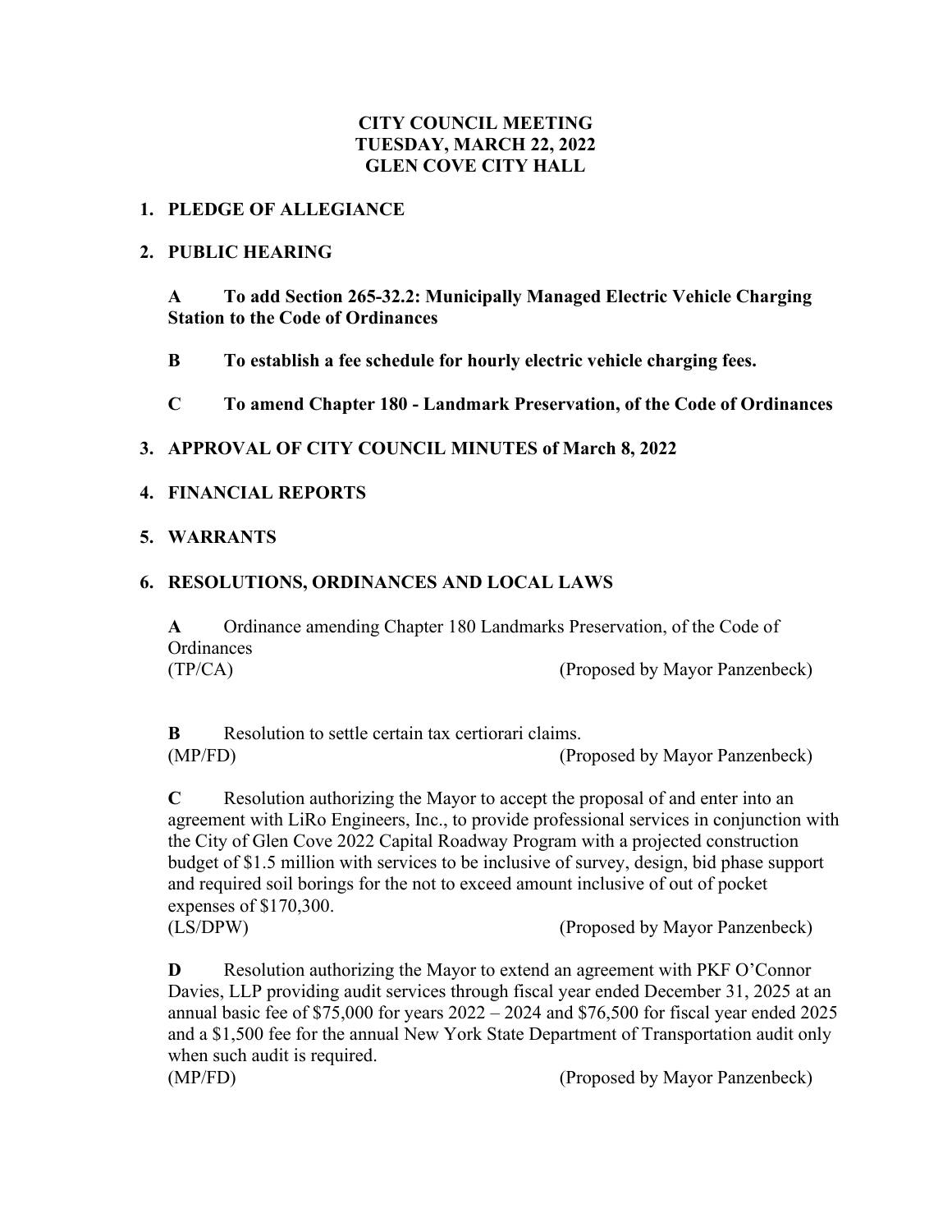# CITY COUNCIL MEETING
# TUESDAY, MARCH 22, 2022
# GLEN COVE CITY HALL

## 1. PLEDGE OF ALLEGIANCE

## 2. PUBLIC HEARING

**A To add Section 265-32.2: Municipally Managed Electric Vehicle Charging Station to the Code of Ordinances**

**B To establish a fee schedule for hourly electric vehicle charging fees.**

**C To amend Chapter 180 - Landmark Preservation, of the Code of Ordinances**

## 3. APPROVAL OF CITY COUNCIL MINUTES of March 8, 2022

## 4. FINANCIAL REPORTS

## 5. WARRANTS

## 6. RESOLUTIONS, ORDINANCES AND LOCAL LAWS

**A** Ordinance amending Chapter 180 Landmarks Preservation, of the Code of Ordinances
(TP/CA) (Proposed by Mayor Panzenbeck)

**B** Resolution to settle certain tax certiorari claims.
(MP/FD) (Proposed by Mayor Panzenbeck)

**C** Resolution authorizing the Mayor to accept the proposal of and enter into an agreement with LiRo Engineers, Inc., to provide professional services in conjunction with the City of Glen Cove 2022 Capital Roadway Program with a projected construction budget of $1.5 million with services to be inclusive of survey, design, bid phase support and required soil borings for the not to exceed amount inclusive of out of pocket expenses of $170,300.
(LS/DPW) (Proposed by Mayor Panzenbeck)

**D** Resolution authorizing the Mayor to extend an agreement with PKF O'Connor Davies, LLP providing audit services through fiscal year ended December 31, 2025 at an annual basic fee of $75,000 for years 2022 – 2024 and $76,500 for fiscal year ended 2025 and a $1,500 fee for the annual New York State Department of Transportation audit only when such audit is required.
(MP/FD) (Proposed by Mayor Panzenbeck)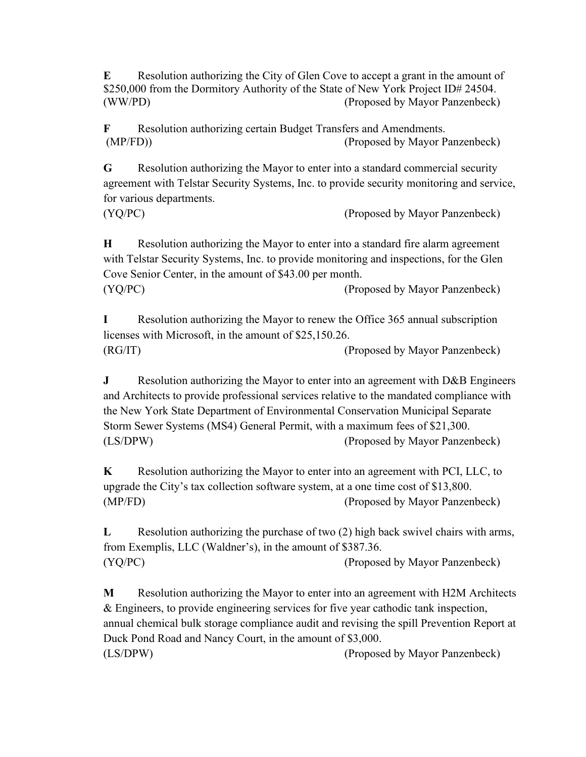**E** Resolution authorizing the City of Glen Cove to accept a grant in the amount of $250,000 from the Dormitory Authority of the State of New York Project ID# 24504.
(WW/PD) (Proposed by Mayor Panzenbeck)

**F** Resolution authorizing certain Budget Transfers and Amendments.
(MP/FD)) (Proposed by Mayor Panzenbeck)

**G** Resolution authorizing the Mayor to enter into a standard commercial security agreement with Telstar Security Systems, Inc. to provide security monitoring and service, for various departments.
(YQ/PC) (Proposed by Mayor Panzenbeck)

**H** Resolution authorizing the Mayor to enter into a standard fire alarm agreement with Telstar Security Systems, Inc. to provide monitoring and inspections, for the Glen Cove Senior Center, in the amount of $43.00 per month.
(YQ/PC) (Proposed by Mayor Panzenbeck)

**I** Resolution authorizing the Mayor to renew the Office 365 annual subscription licenses with Microsoft, in the amount of $25,150.26.
(RG/IT) (Proposed by Mayor Panzenbeck)

**J** Resolution authorizing the Mayor to enter into an agreement with D&B Engineers and Architects to provide professional services relative to the mandated compliance with the New York State Department of Environmental Conservation Municipal Separate Storm Sewer Systems (MS4) General Permit, with a maximum fees of $21,300.
(LS/DPW) (Proposed by Mayor Panzenbeck)

**K** Resolution authorizing the Mayor to enter into an agreement with PCI, LLC, to upgrade the City's tax collection software system, at a one time cost of $13,800.
(MP/FD) (Proposed by Mayor Panzenbeck)

**L** Resolution authorizing the purchase of two (2) high back swivel chairs with arms, from Exemplis, LLC (Waldner's), in the amount of $387.36.
(YQ/PC) (Proposed by Mayor Panzenbeck)

**M** Resolution authorizing the Mayor to enter into an agreement with H2M Architects & Engineers, to provide engineering services for five year cathodic tank inspection, annual chemical bulk storage compliance audit and revising the spill Prevention Report at Duck Pond Road and Nancy Court, in the amount of $3,000.
(LS/DPW) (Proposed by Mayor Panzenbeck)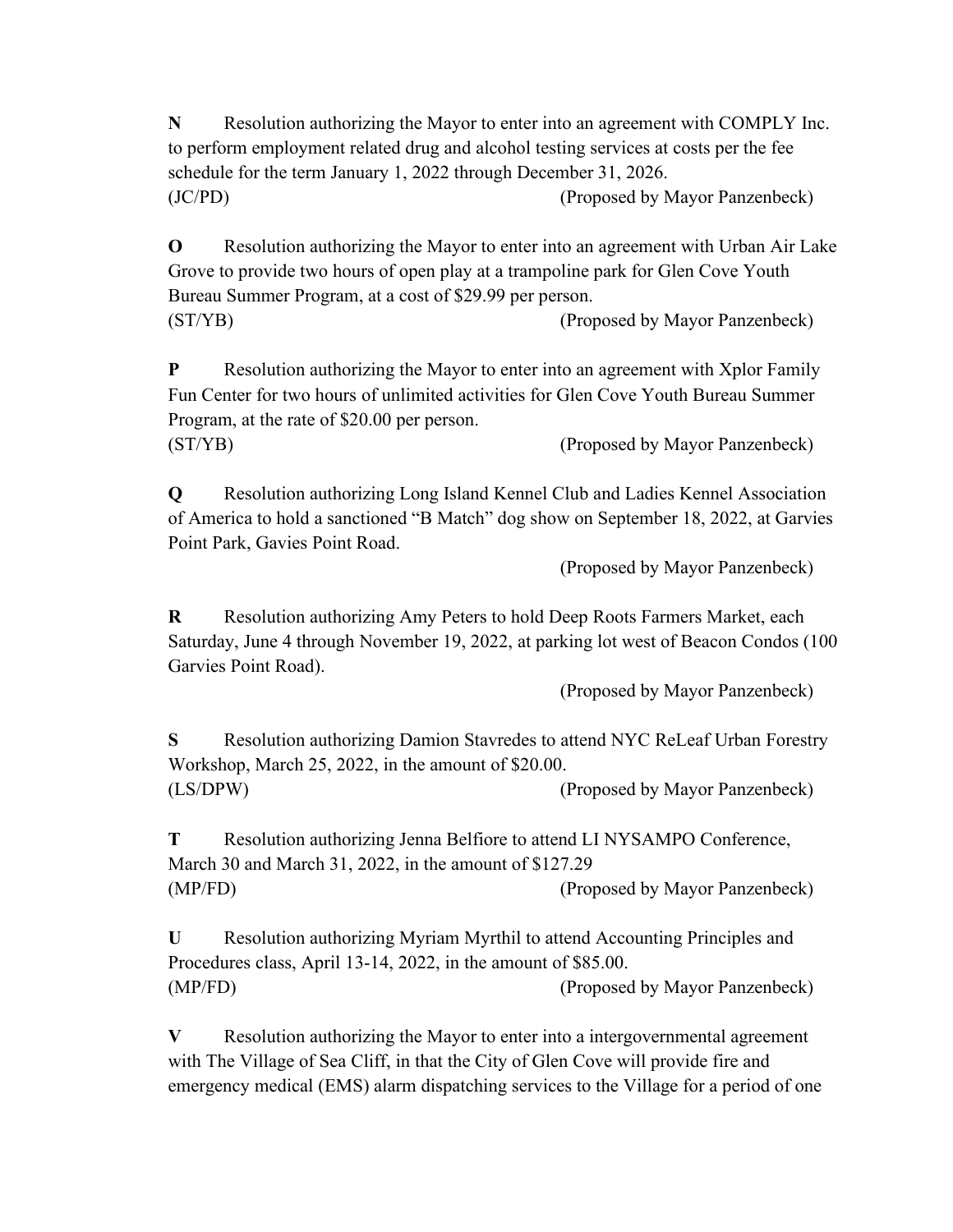**N** Resolution authorizing the Mayor to enter into an agreement with COMPLY Inc. to perform employment related drug and alcohol testing services at costs per the fee schedule for the term January 1, 2022 through December 31, 2026.
(JC/PD) (Proposed by Mayor Panzenbeck)

**O** Resolution authorizing the Mayor to enter into an agreement with Urban Air Lake Grove to provide two hours of open play at a trampoline park for Glen Cove Youth Bureau Summer Program, at a cost of $29.99 per person.
(ST/YB) (Proposed by Mayor Panzenbeck)

**P** Resolution authorizing the Mayor to enter into an agreement with Xplor Family Fun Center for two hours of unlimited activities for Glen Cove Youth Bureau Summer Program, at the rate of $20.00 per person.
(ST/YB) (Proposed by Mayor Panzenbeck)

**Q** Resolution authorizing Long Island Kennel Club and Ladies Kennel Association of America to hold a sanctioned "B Match" dog show on September 18, 2022, at Garvies Point Park, Gavies Point Road.
(Proposed by Mayor Panzenbeck)

**R** Resolution authorizing Amy Peters to hold Deep Roots Farmers Market, each Saturday, June 4 through November 19, 2022, at parking lot west of Beacon Condos (100 Garvies Point Road).
(Proposed by Mayor Panzenbeck)

**S** Resolution authorizing Damion Stavredes to attend NYC ReLeaf Urban Forestry Workshop, March 25, 2022, in the amount of $20.00.
(LS/DPW) (Proposed by Mayor Panzenbeck)

**T** Resolution authorizing Jenna Belfiore to attend LI NYSAMPO Conference, March 30 and March 31, 2022, in the amount of $127.29
(MP/FD) (Proposed by Mayor Panzenbeck)

**U** Resolution authorizing Myriam Myrthil to attend Accounting Principles and Procedures class, April 13-14, 2022, in the amount of $85.00.
(MP/FD) (Proposed by Mayor Panzenbeck)

**V** Resolution authorizing the Mayor to enter into a intergovernmental agreement with The Village of Sea Cliff, in that the City of Glen Cove will provide fire and emergency medical (EMS) alarm dispatching services to the Village for a period of one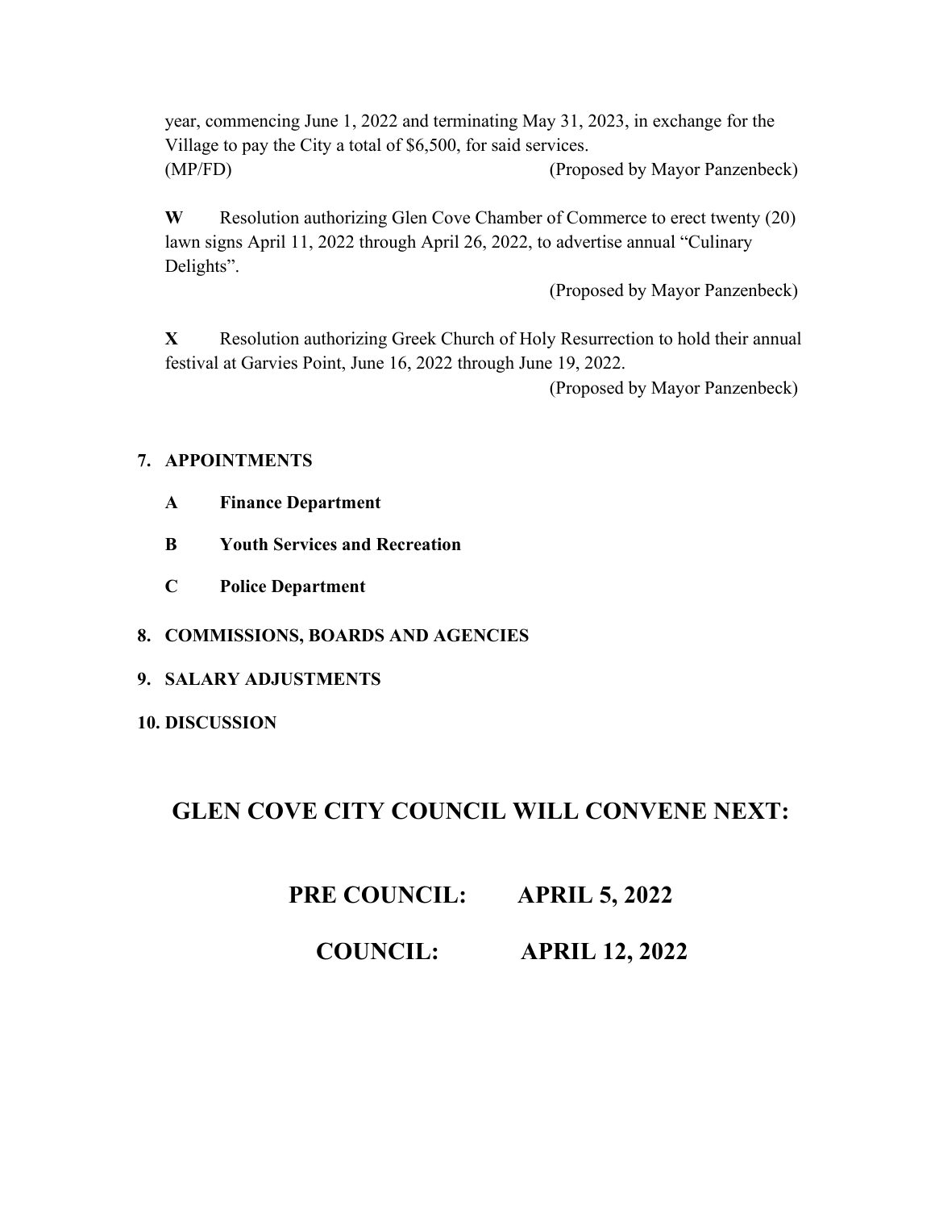year, commencing June 1, 2022 and terminating May 31, 2023, in exchange for the Village to pay the City a total of $6,500, for said services.
(MP/FD) (Proposed by Mayor Panzenbeck)

**W** Resolution authorizing Glen Cove Chamber of Commerce to erect twenty (20) lawn signs April 11, 2022 through April 26, 2022, to advertise annual "Culinary Delights".
(Proposed by Mayor Panzenbeck)

**X** Resolution authorizing Greek Church of Holy Resurrection to hold their annual festival at Garvies Point, June 16, 2022 through June 19, 2022.
(Proposed by Mayor Panzenbeck)

**7. APPOINTMENTS**

**A Finance Department**

**B Youth Services and Recreation**

**C Police Department**

**8. COMMISSIONS, BOARDS AND AGENCIES**

**9. SALARY ADJUSTMENTS**

**10. DISCUSSION**

## GLEN COVE CITY COUNCIL WILL CONVENE NEXT:

## PRE COUNCIL: APRIL 5, 2022

## COUNCIL: APRIL 12, 2022